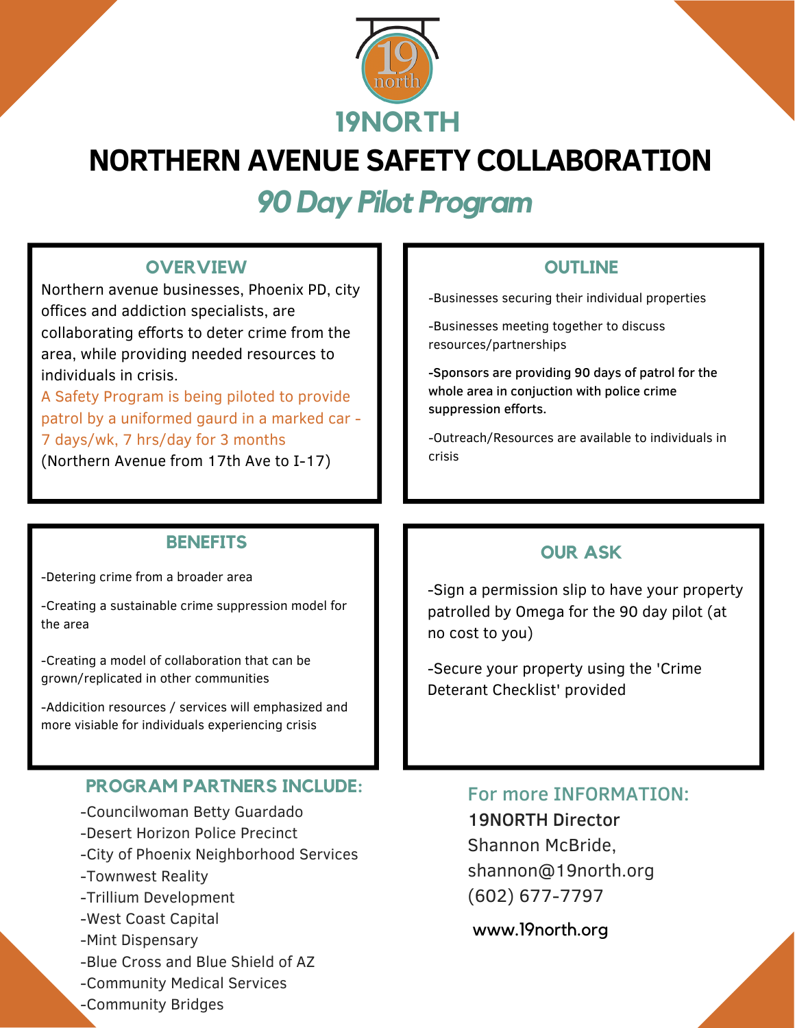# 19NORTH

# NORTHERN AVENUE SAFETY COLLABORATION

## *90 Day Pilot Program*

### OVERVIEW

Northern avenue businesses, Phoenix PD, city offices and addiction specialists, are collaborating efforts to deter crime from the area, while providing needed resources to individuals in crisis.

A Safety Program is being piloted to provide patrol by a uniformed gaurd in a marked car - 7 days/wk, 7 hrs/day for 3 months

(Northern Avenue from 17th Ave to I-17)

### OUTLINE

-Businesses securing their individual properties

-Businesses meeting together to discuss resources/partnerships

**-Sponsors are providing 90 days of patrol for the whole area in conjuction with police crime suppression efforts.**

-Outreach/Resources are available to individuals in crisis

### BENEFITS

-Detering crime from a broader area

-Creating a sustainable crime suppression model for the area

-Creating a model of collaboration that can be grown/replicated in other communities

-Addicition resources / services will emphasized and more visable for individuals experiencing crisis

### OUR ASK

-Sign a permission slip to have your property patrolled by Omega for the 90 day pilot (at no cost to you)

-Secure your property using the 'Crime Deterant Checklist' provided

### PROGRAM PARTNERS INCLUDE:

-Councilwoman Betty Guardado
-Desert Horizon Police Precinct
-City of Phoenix Neighborhood Services
-Townwest Reality
-Trillium Development
-West Coast Capital
-Mint Dispensary
-Blue Cross and Blue Shield of AZ
-Community Medical Services
-Community Bridges

### For more INFORMATION:

19NORTH Director
Shannon McBride,
shannon@19north.org
(602) 677-7797

www.19north.org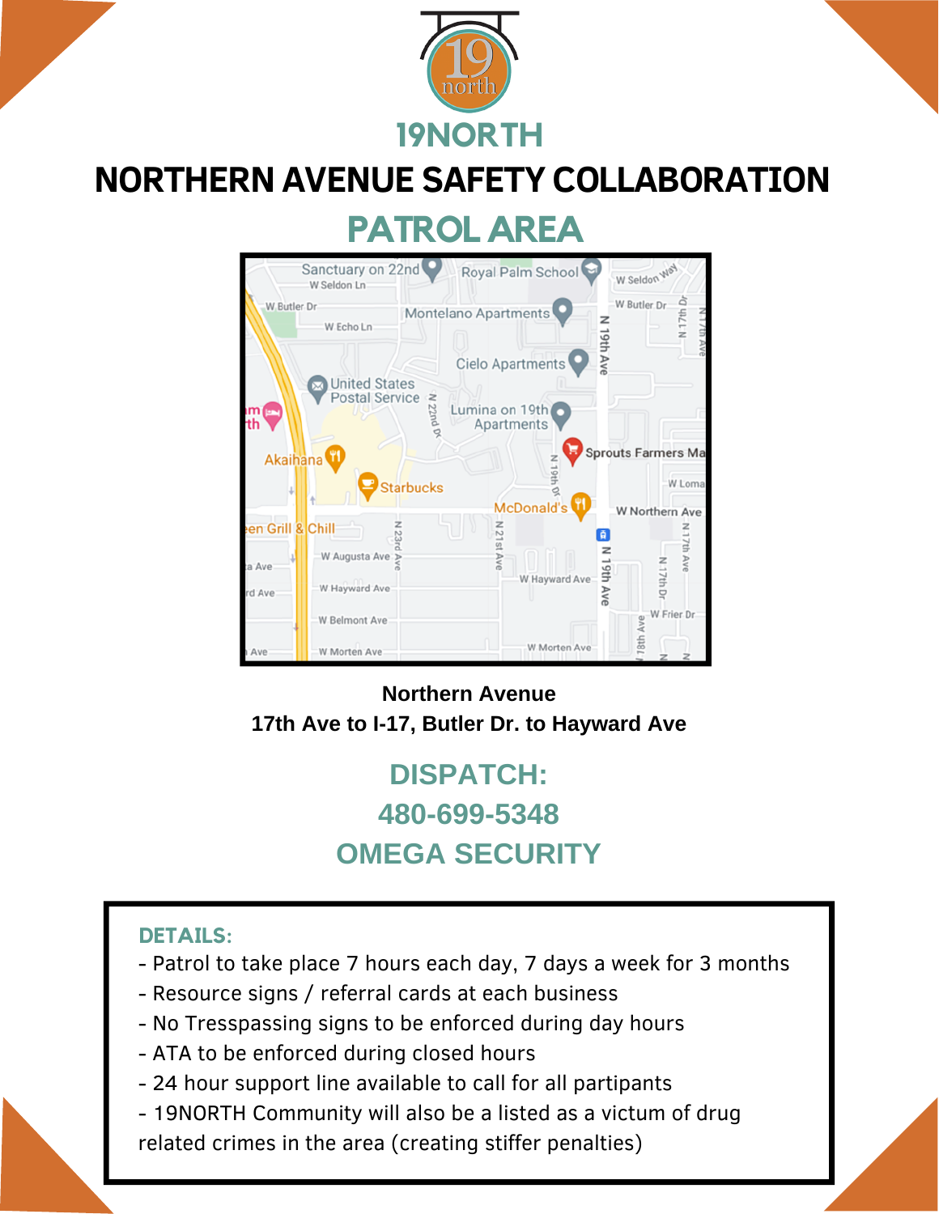# 19NORTH

## NORTHERN AVENUE SAFETY COLLABORATION

## PATROL AREA

**Northern Avenue**
**17th Ave to I-17, Butler Dr. to Hayward Ave**

## DISPATCH:
## 480-699-5348
## OMEGA SECURITY

**DETAILS:**

- Patrol to take place 7 hours each day, 7 days a week for 3 months
- Resource signs / referral cards at each business
- No Tresspassing signs to be enforced during day hours
- ATA to be enforced during closed hours
- 24 hour support line available to call for all partipants
- 19NORTH Community will also be a listed as a victum of drug related crimes in the area (creating stiffer penalties)